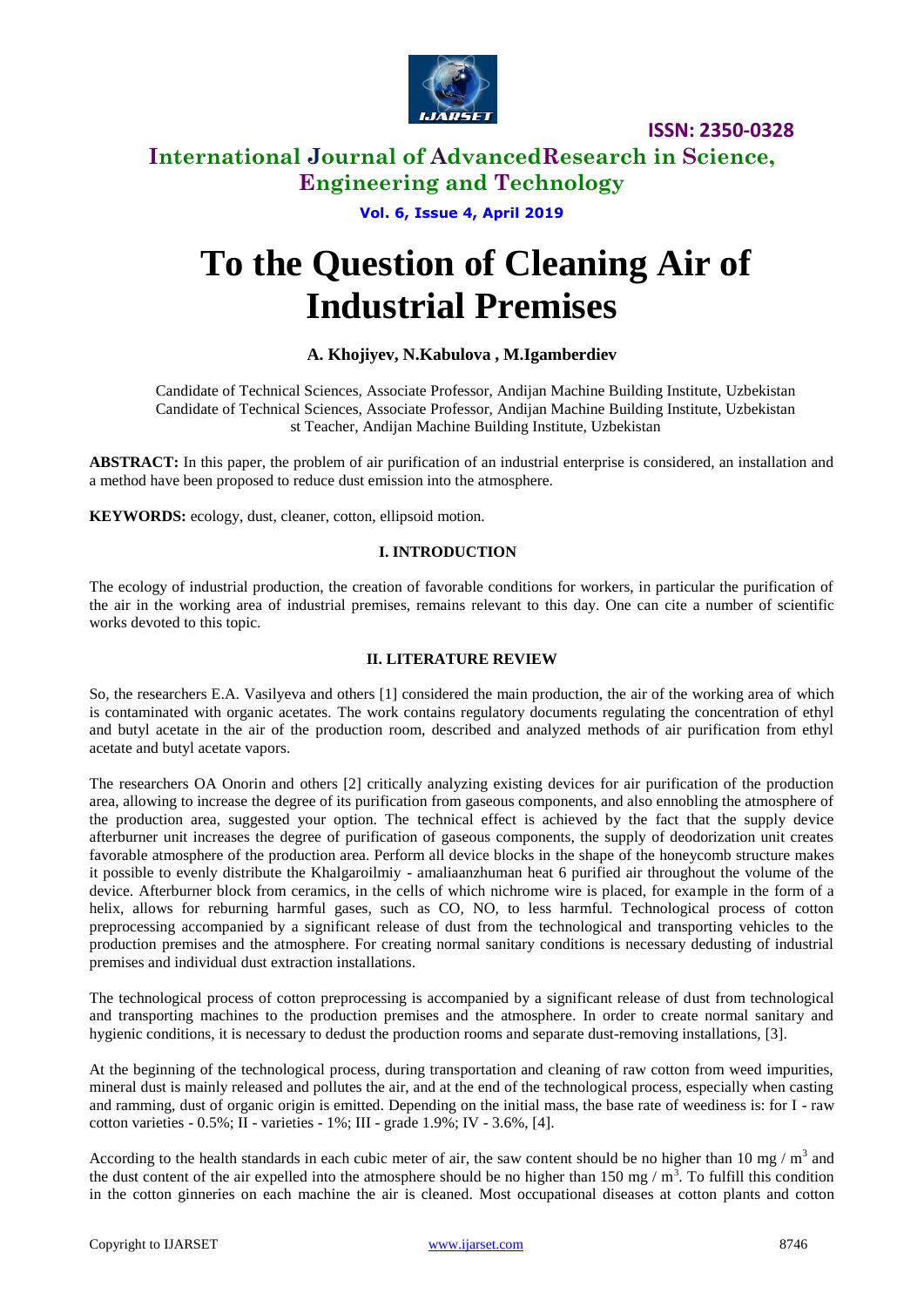# To the Question of Cleaning Air of Industrial Premises

**A. Khojiyev, N.Kabulova , M.Igamberdiev**

Candidate of Technical Sciences, Associate Professor, Andijan Machine Building Institute, Uzbekistan
Candidate of Technical Sciences, Associate Professor, Andijan Machine Building Institute, Uzbekistan
st Teacher, Andijan Machine Building Institute, Uzbekistan

**ABSTRACT:** In this paper, the problem of air purification of an industrial enterprise is considered, an installation and a method have been proposed to reduce dust emission into the atmosphere.

**KEYWORDS:** ecology, dust, cleaner, cotton, ellipsoid motion.

## I. INTRODUCTION

The ecology of industrial production, the creation of favorable conditions for workers, in particular the purification of the air in the working area of industrial premises, remains relevant to this day. One can cite a number of scientific works devoted to this topic.

## II. LITERATURE REVIEW

So, the researchers E.A. Vasilyeva and others [1] considered the main production, the air of the working area of which is contaminated with organic acetates. The work contains regulatory documents regulating the concentration of ethyl and butyl acetate in the air of the production room, described and analyzed methods of air purification from ethyl acetate and butyl acetate vapors.

The researchers OA Onorin and others [2] critically analyzing existing devices for air purification of the production area, allowing to increase the degree of its purification from gaseous components, and also ennobling the atmosphere of the production area, suggested your option. The technical effect is achieved by the fact that the supply device afterburner unit increases the degree of purification of gaseous components, the supply of deodorization unit creates favorable atmosphere of the production area. Perform all device blocks in the shape of the honeycomb structure makes it possible to evenly distribute the Khalgaroilmiy - amaliaanzhuman heat 6 purified air throughout the volume of the device. Afterburner block from ceramics, in the cells of which nichrome wire is placed, for example in the form of a helix, allows for reburning harmful gases, such as CO, NO, to less harmful. Technological process of cotton preprocessing accompanied by a significant release of dust from the technological and transporting vehicles to the production premises and the atmosphere. For creating normal sanitary conditions is necessary dedusting of industrial premises and individual dust extraction installations.

The technological process of cotton preprocessing is accompanied by a significant release of dust from technological and transporting machines to the production premises and the atmosphere. In order to create normal sanitary and hygienic conditions, it is necessary to dedust the production rooms and separate dust-removing installations, [3].

At the beginning of the technological process, during transportation and cleaning of raw cotton from weed impurities, mineral dust is mainly released and pollutes the air, and at the end of the technological process, especially when casting and ramming, dust of organic origin is emitted. Depending on the initial mass, the base rate of weediness is: for I - raw cotton varieties - 0.5%; II - varieties - 1%; III - grade 1.9%; IV - 3.6%, [4].

According to the health standards in each cubic meter of air, the saw content should be no higher than 10 mg / $m^3$ and the dust content of the air expelled into the atmosphere should be no higher than 150 mg / $m^3$. To fulfill this condition in the cotton ginneries on each machine the air is cleaned. Most occupational diseases at cotton plants and cotton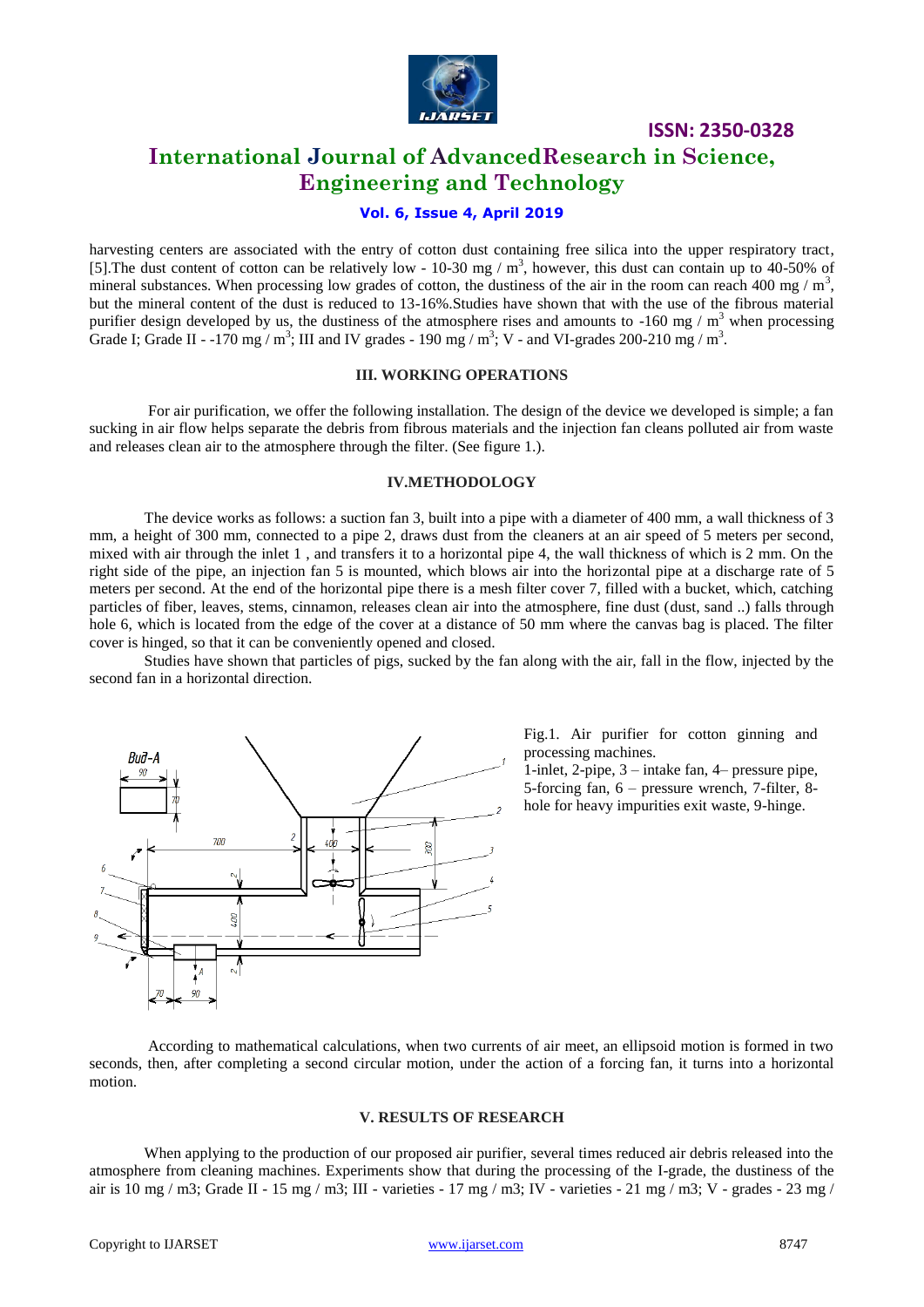harvesting centers are associated with the entry of cotton dust containing free silica into the upper respiratory tract, [5].The dust content of cotton can be relatively low - 10-30 mg / $m^3$, however, this dust can contain up to 40-50% of mineral substances. When processing low grades of cotton, the dustiness of the air in the room can reach 400 mg / $m^3$, but the mineral content of the dust is reduced to 13-16%.Studies have shown that with the use of the fibrous material purifier design developed by us, the dustiness of the atmosphere rises and amounts to -160 mg / $m^3$ when processing Grade I; Grade II - -170 mg / $m^3$; III and IV grades - 190 mg / $m^3$; V - and VI-grades 200-210 mg / $m^3$.

## III. WORKING OPERATIONS

For air purification, we offer the following installation. The design of the device we developed is simple; a fan sucking in air flow helps separate the debris from fibrous materials and the injection fan cleans polluted air from waste and releases clean air to the atmosphere through the filter. (See figure 1.).

## IV.METHODOLOGY

The device works as follows: a suction fan 3, built into a pipe with a diameter of 400 mm, a wall thickness of 3 mm, a height of 300 mm, connected to a pipe 2, draws dust from the cleaners at an air speed of 5 meters per second, mixed with air through the inlet 1 , and transfers it to a horizontal pipe 4, the wall thickness of which is 2 mm. On the right side of the pipe, an injection fan 5 is mounted, which blows air into the horizontal pipe at a discharge rate of 5 meters per second. At the end of the horizontal pipe there is a mesh filter cover 7, filled with a bucket, which, catching particles of fiber, leaves, stems, cinnamon, releases clean air into the atmosphere, fine dust (dust, sand ..) falls through hole 6, which is located from the edge of the cover at a distance of 50 mm where the canvas bag is placed. The filter cover is hinged, so that it can be conveniently opened and closed.

Studies have shown that particles of pigs, sucked by the fan along with the air, fall in the flow, injected by the second fan in a horizontal direction.

Fig.1. Air purifier for cotton ginning and processing machines.
1-inlet, 2-pipe, 3 – intake fan, 4– pressure pipe, 5-forcing fan, 6 – pressure wrench, 7-filter, 8-hole for heavy impurities exit waste, 9-hinge.

According to mathematical calculations, when two currents of air meet, an ellipsoid motion is formed in two seconds, then, after completing a second circular motion, under the action of a forcing fan, it turns into a horizontal motion.

## V. RESULTS OF RESEARCH

When applying to the production of our proposed air purifier, several times reduced air debris released into the atmosphere from cleaning machines. Experiments show that during the processing of the I-grade, the dustiness of the air is 10 mg / m3; Grade II - 15 mg / m3; III - varieties - 17 mg / m3; IV - varieties - 21 mg / m3; V - grades - 23 mg /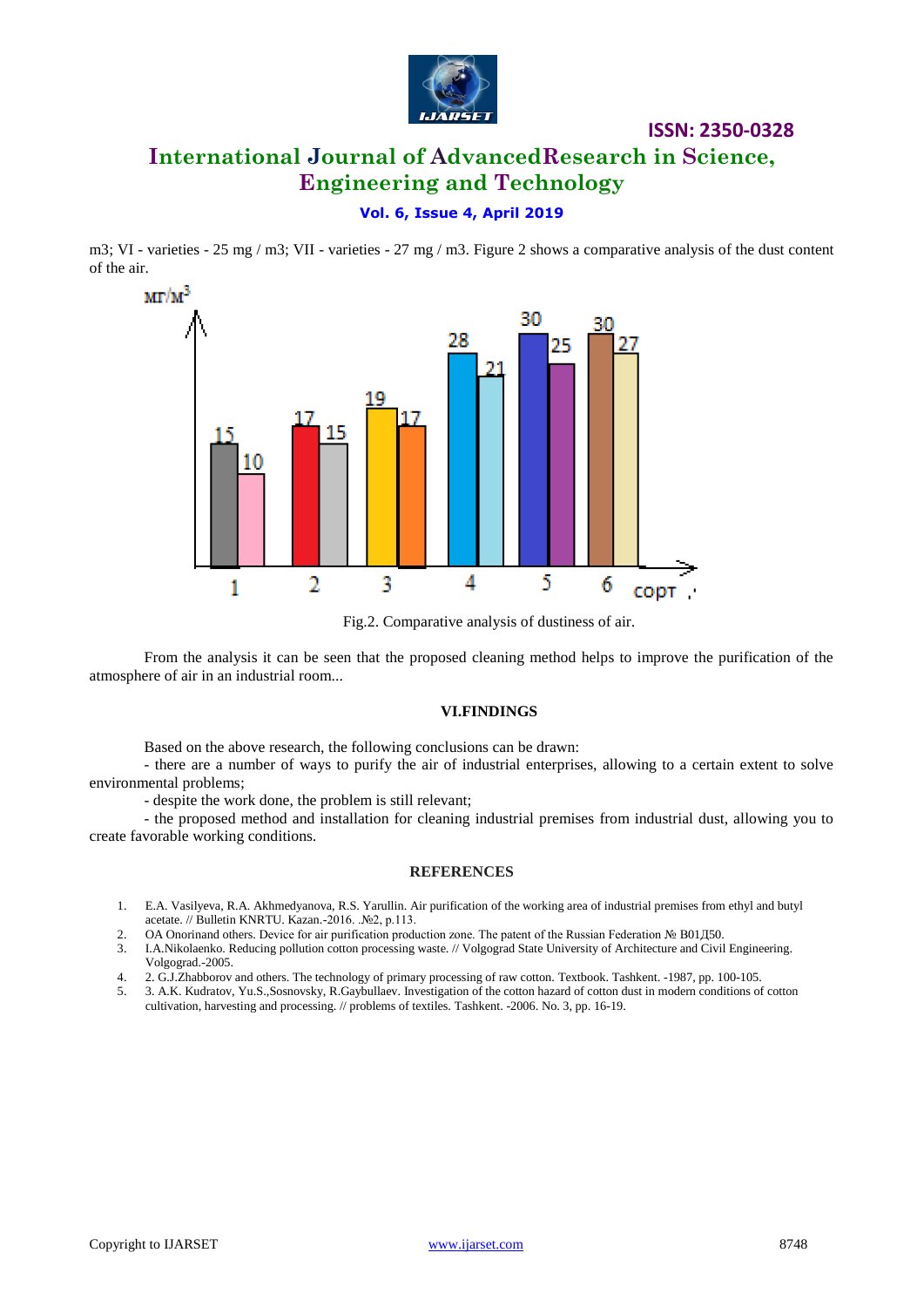m3; VI - varieties - 25 mg / m3; VII - varieties - 27 mg / m3. Figure 2 shows a comparative analysis of the dust content of the air.

мг/м$^3$

15 10 17 15 19 17 28 21 30 25 30 27

1 2 3 4 5 6 сорт

Fig.2. Comparative analysis of dustiness of air.

From the analysis it can be seen that the proposed cleaning method helps to improve the purification of the atmosphere of air in an industrial room...

## VI.FINDINGS

Based on the above research, the following conclusions can be drawn:

- there are a number of ways to purify the air of industrial enterprises, allowing to a certain extent to solve environmental problems;
- despite the work done, the problem is still relevant;
- the proposed method and installation for cleaning industrial premises from industrial dust, allowing you to create favorable working conditions.

## REFERENCES

1. E.A. Vasilyeva, R.A. Akhmedyanova, R.S. Yarullin. Air purification of the working area of industrial premises from ethyl and butyl acetate. // Bulletin KNRTU. Kazan.-2016. .№2, p.113.
2. OA Onorinand others. Device for air purification production zone. The patent of the Russian Federation № В01Д50.
3. I.A.Nikolaenko. Reducing pollution cotton processing waste. // Volgograd State University of Architecture and Civil Engineering. Volgograd.-2005.
4. 2. G.J.Zhabborov and others. The technology of primary processing of raw cotton. Textbook. Tashkent. -1987, pp. 100-105.
5. 3. A.K. Kudratov, Yu.S.,Sosnovsky, R.Gaybullaev. Investigation of the cotton hazard of cotton dust in modern conditions of cotton cultivation, harvesting and processing. // problems of textiles. Tashkent. -2006. No. 3, pp. 16-19.